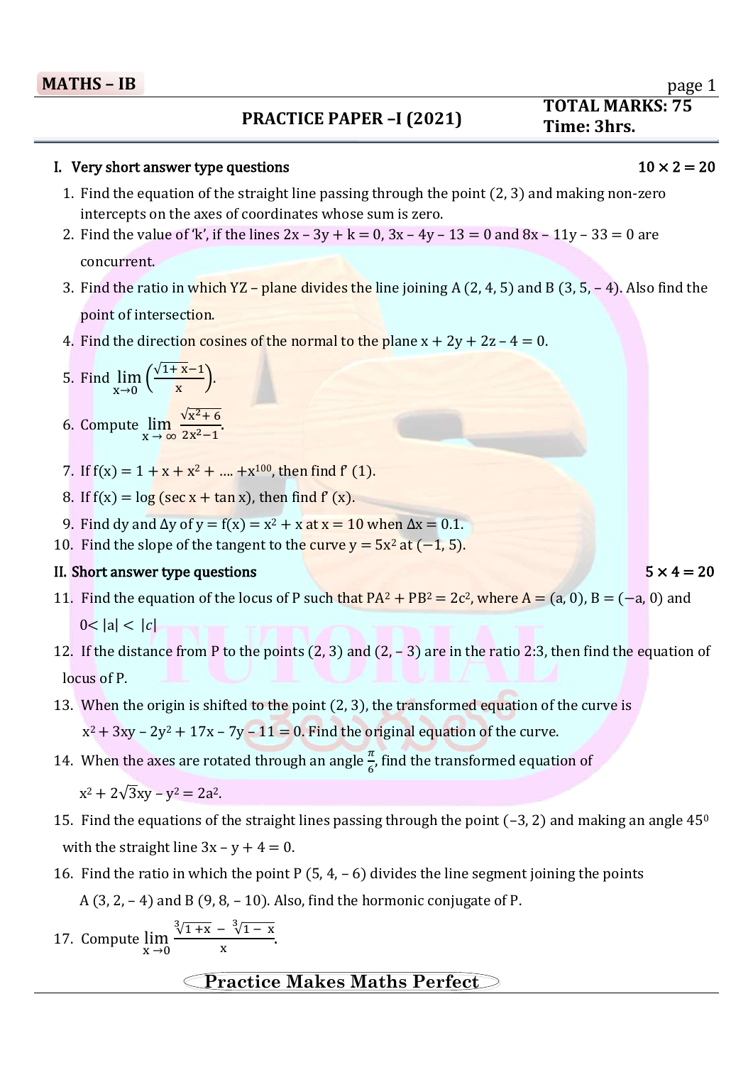**MATHS – IB**

## PRACTICE PAPER –I (2021)

**TOTAL MARKS: 75**
**Time: 3hrs.**

### I. Very short answer type questions $10 \times 2 = 20$

1. Find the equation of the straight line passing through the point (2, 3) and making non-zero intercepts on the axes of coordinates whose sum is zero.
2. Find the value of 'k', if the lines $2x - 3y + k = 0$, $3x - 4y - 13 = 0$ and $8x - 11y - 33 = 0$ are concurrent.
3. Find the ratio in which YZ – plane divides the line joining A (2, 4, 5) and B (3, 5, – 4). Also find the point of intersection.
4. Find the direction cosines of the normal to the plane $x + 2y + 2z - 4 = 0$.
5. Find $\lim_{x \to 0}\left(\frac{\sqrt{1+x}-1}{x}\right)$.
6. Compute $\lim_{x \to \infty} \frac{\sqrt{x^2+6}}{2x^2-1}$.
7. If $f(x) = 1 + x + x^2 + \ldots + x^{100}$, then find $f'(1)$.
8. If $f(x) = \log(\sec x + \tan x)$, then find $f'(x)$.
9. Find $dy$ and $\Delta y$ of $y = f(x) = x^2 + x$ at $x = 10$ when $\Delta x = 0.1$.
10. Find the slope of the tangent to the curve $y = 5x^2$ at $(-1, 5)$.

### II. Short answer type questions $5 \times 4 = 20$

11. Find the equation of the locus of P such that $PA^2 + PB^2 = 2c^2$, where $A = (a, 0)$, $B = (-a, 0)$ and $0 < |a| < |c|$
12. If the distance from P to the points (2, 3) and (2, – 3) are in the ratio 2:3, then find the equation of locus of P.
13. When the origin is shifted to the point (2, 3), the transformed equation of the curve is $x^2 + 3xy - 2y^2 + 17x - 7y - 11 = 0$. Find the original equation of the curve.
14. When the axes are rotated through an angle $\frac{\pi}{6}$, find the transformed equation of $x^2 + 2\sqrt{3}xy - y^2 = 2a^2$.
15. Find the equations of the straight lines passing through the point (–3, 2) and making an angle $45^0$ with the straight line $3x - y + 4 = 0$.
16. Find the ratio in which the point P (5, 4, – 6) divides the line segment joining the points A (3, 2, – 4) and B (9, 8, – 10). Also, find the hormonic conjugate of P.
17. Compute $\lim_{x \to 0} \frac{\sqrt[3]{1+x} - \sqrt[3]{1-x}}{x}$.

Practice Makes Maths Perfect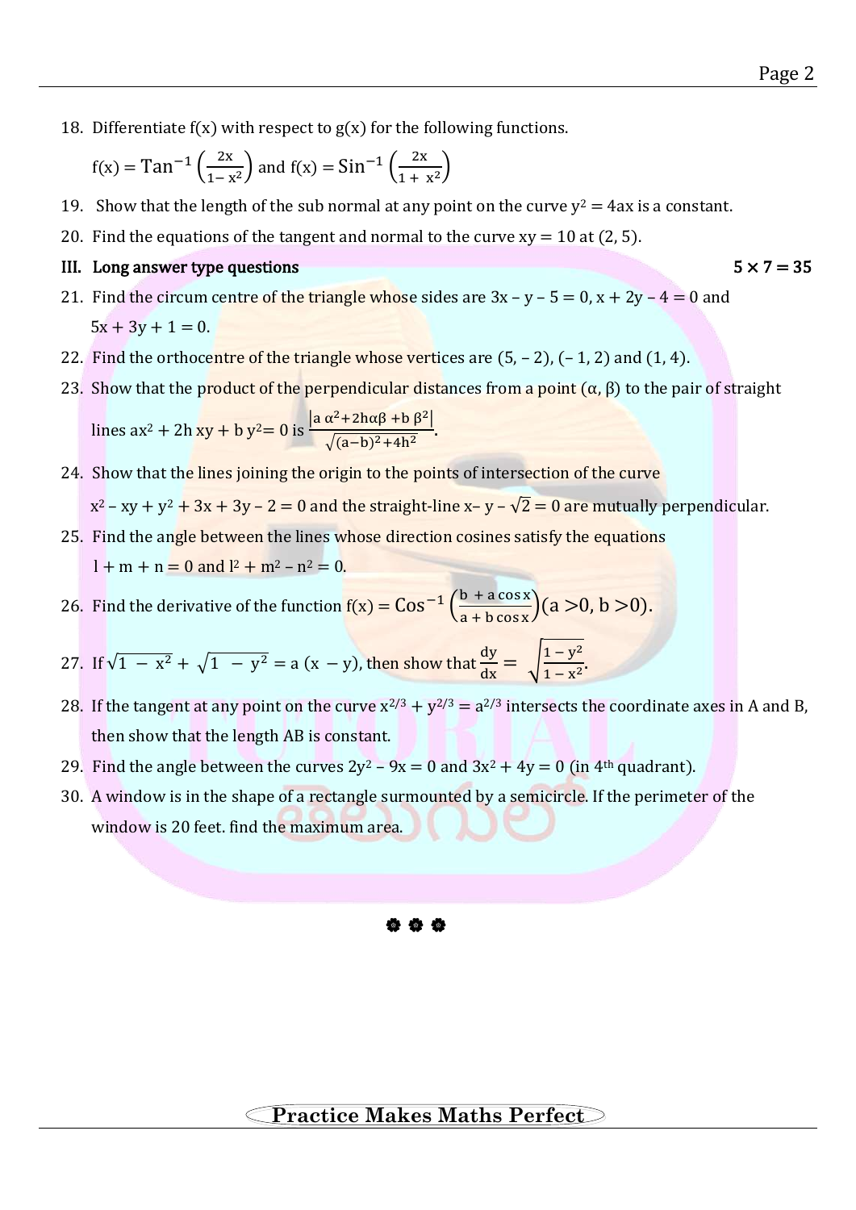18. Differentiate f(x) with respect to g(x) for the following functions.

    $f(x) = \text{Tan}^{-1}\left(\frac{2x}{1-x^2}\right)$ and $f(x) = \text{Sin}^{-1}\left(\frac{2x}{1+x^2}\right)$

19. Show that the length of the sub normal at any point on the curve $y^2 = 4ax$ is a constant.

20. Find the equations of the tangent and normal to the curve $xy = 10$ at (2, 5).

**III. Long answer type questions** **5 × 7 = 35**

21. Find the circum centre of the triangle whose sides are $3x - y - 5 = 0$, $x + 2y - 4 = 0$ and $5x + 3y + 1 = 0$.

22. Find the orthocentre of the triangle whose vertices are (5, – 2), (– 1, 2) and (1, 4).

23. Show that the product of the perpendicular distances from a point (α, β) to the pair of straight lines $ax^2 + 2h\,xy + b\,y^2 = 0$ is $\frac{|a\,\alpha^2 + 2h\alpha\beta + b\,\beta^2|}{\sqrt{(a-b)^2 + 4h^2}}$.

24. Show that the lines joining the origin to the points of intersection of the curve $x^2 - xy + y^2 + 3x + 3y - 2 = 0$ and the straight-line $x - y - \sqrt{2} = 0$ are mutually perpendicular.

25. Find the angle between the lines whose direction cosines satisfy the equations $l + m + n = 0$ and $l^2 + m^2 - n^2 = 0$.

26. Find the derivative of the function $f(x) = \text{Cos}^{-1}\left(\frac{b + a\cos x}{a + b\cos x}\right)(a > 0, b > 0)$.

27. If $\sqrt{1 - x^2} + \sqrt{1 - y^2} = a\,(x - y)$, then show that $\frac{dy}{dx} = \sqrt{\frac{1 - y^2}{1 - x^2}}$.

28. If the tangent at any point on the curve $x^{2/3} + y^{2/3} = a^{2/3}$ intersects the coordinate axes in A and B, then show that the length AB is constant.

29. Find the angle between the curves $2y^2 - 9x = 0$ and $3x^2 + 4y = 0$ (in 4th quadrant).

30. A window is in the shape of a rectangle surmounted by a semicircle. If the perimeter of the window is 20 feet. find the maximum area.

❁ ❁ ❁